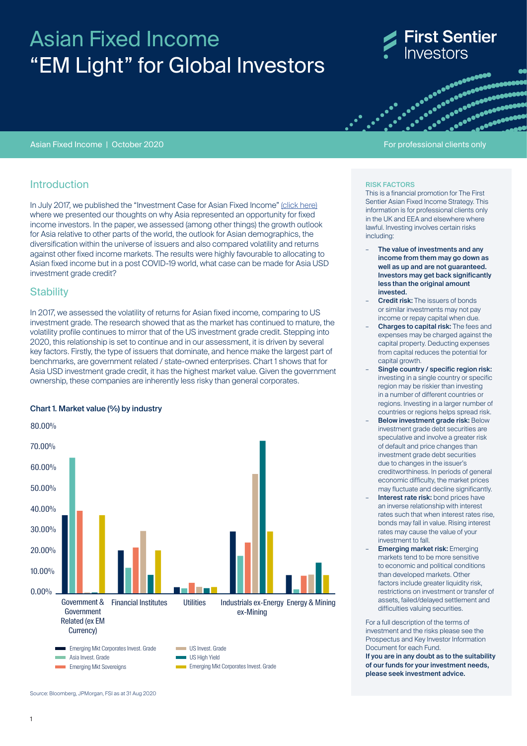# Asian Fixed Income
# "EM Light" for Global Investors

Asian Fixed Income | October 2020

For professional clients only

## Introduction

In July 2017, we published the "Investment Case for Asian Fixed Income" (click here) where we presented our thoughts on why Asia represented an opportunity for fixed income investors. In the paper, we assessed (among other things) the growth outlook for Asia relative to other parts of the world, the outlook for Asian demographics, the diversification within the universe of issuers and also compared volatility and returns against other fixed income markets. The results were highly favourable to allocating to Asian fixed income but in a post COVID-19 world, what case can be made for Asia USD investment grade credit?

## Stability

In 2017, we assessed the volatility of returns for Asian fixed income, comparing to US investment grade. The research showed that as the market has continued to mature, the volatility profile continues to mirror that of the US investment grade credit. Stepping into 2020, this relationship is set to continue and in our assessment, it is driven by several key factors. Firstly, the type of issuers that dominate, and hence make the largest part of benchmarks, are government related / state-owned enterprises. Chart 1 shows that for Asia USD investment grade credit, it has the highest market value. Given the government ownership, these companies are inherently less risky than general corporates.

**Chart 1. Market value (%) by industry**

Categories: Government & Government Related (ex EM Currency); Financial Institutes; Utilities; Industrials ex-Energy ex-Mining; Energy & Mining

Legend: Emerging Mkt Corporates Invest. Grade; Asia Invest. Grade; Emerging Mkt Sovereigns; US Invest. Grade; US High Yield; Emerging Mkt Corporates Invest. Grade

Source: Bloomberg, JPMorgan, FSI as at 31 Aug 2020

**RISK FACTORS**

This is a financial promotion for The First Sentier Asian Fixed Income Strategy. This information is for professional clients only in the UK and EEA and elsewhere where lawful. Investing involves certain risks including:

- **The value of investments and any income from them may go down as well as up and are not guaranteed. Investors may get back significantly less than the original amount invested.**
- **Credit risk:** The issuers of bonds or similar investments may not pay income or repay capital when due.
- **Charges to capital risk:** The fees and expenses may be charged against the capital property. Deducting expenses from capital reduces the potential for capital growth.
- **Single country / specific region risk:** investing in a single country or specific region may be riskier than investing in a number of different countries or regions. Investing in a larger number of countries or regions helps spread risk.
- **Below investment grade risk:** Below investment grade debt securities are speculative and involve a greater risk of default and price changes than investment grade debt securities due to changes in the issuer's creditworthiness. In periods of general economic difficulty, the market prices may fluctuate and decline significantly.
- **Interest rate risk:** bond prices have an inverse relationship with interest rates such that when interest rates rise, bonds may fall in value. Rising interest rates may cause the value of your investment to fall.
- **Emerging market risk:** Emerging markets tend to be more sensitive to economic and political conditions than developed markets. Other factors include greater liquidity risk, restrictions on investment or transfer of assets, failed/delayed settlement and difficulties valuing securities.

For a full description of the terms of investment and the risks please see the Prospectus and Key Investor Information Document for each Fund.

**If you are in any doubt as to the suitability of our funds for your investment needs, please seek investment advice.**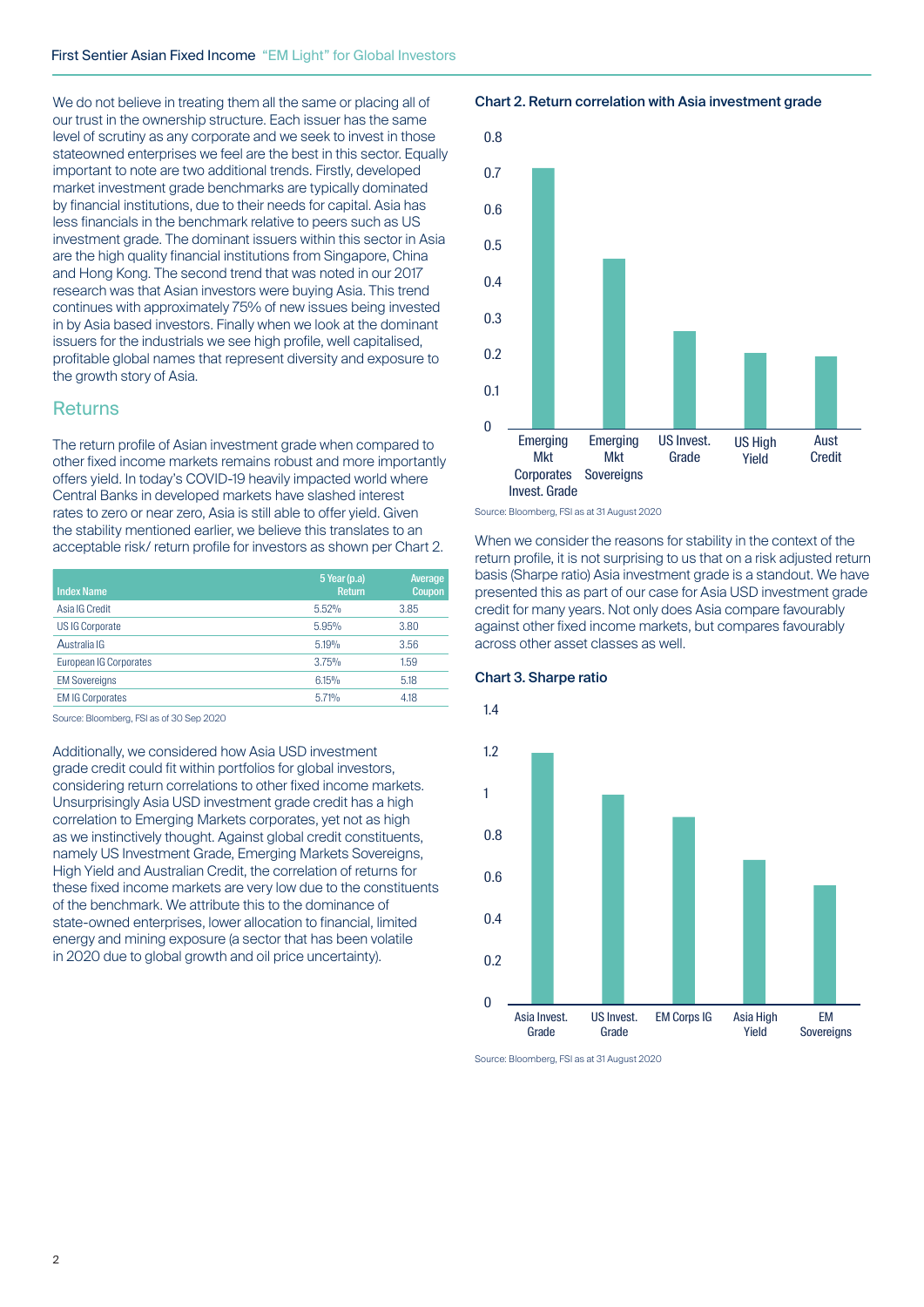We do not believe in treating them all the same or placing all of our trust in the ownership structure. Each issuer has the same level of scrutiny as any corporate and we seek to invest in those stateowned enterprises we feel are the best in this sector. Equally important to note are two additional trends. Firstly, developed market investment grade benchmarks are typically dominated by financial institutions, due to their needs for capital. Asia has less financials in the benchmark relative to peers such as US investment grade. The dominant issuers within this sector in Asia are the high quality financial institutions from Singapore, China and Hong Kong. The second trend that was noted in our 2017 research was that Asian investors were buying Asia. This trend continues with approximately 75% of new issues being invested in by Asia based investors. Finally when we look at the dominant issuers for the industrials we see high profile, well capitalised, profitable global names that represent diversity and exposure to the growth story of Asia.

## Returns

The return profile of Asian investment grade when compared to other fixed income markets remains robust and more importantly offers yield. In today's COVID-19 heavily impacted world where Central Banks in developed markets have slashed interest rates to zero or near zero, Asia is still able to offer yield. Given the stability mentioned earlier, we believe this translates to an acceptable risk/ return profile for investors as shown per Chart 2.

| Index Name | 5 Year (p.a) Return | Average Coupon |
|---|---|---|
| Asia IG Credit | 5.52% | 3.85 |
| US IG Corporate | 5.95% | 3.80 |
| Australia IG | 5.19% | 3.56 |
| European IG Corporates | 3.75% | 1.59 |
| EM Sovereigns | 6.15% | 5.18 |
| EM IG Corporates | 5.71% | 4.18 |

Source: Bloomberg, FSI as of 30 Sep 2020

Additionally, we considered how Asia USD investment grade credit could fit within portfolios for global investors, considering return correlations to other fixed income markets. Unsurprisingly Asia USD investment grade credit has a high correlation to Emerging Markets corporates, yet not as high as we instinctively thought. Against global credit constituents, namely US Investment Grade, Emerging Markets Sovereigns, High Yield and Australian Credit, the correlation of returns for these fixed income markets are very low due to the constituents of the benchmark. We attribute this to the dominance of state-owned enterprises, lower allocation to financial, limited energy and mining exposure (a sector that has been volatile in 2020 due to global growth and oil price uncertainty).

**Chart 2. Return correlation with Asia investment grade**

| Market | Correlation (approx.) |
|---|---|
| Emerging Mkt Corporates Invest. Grade | 0.72 |
| Emerging Mkt Sovereigns | 0.47 |
| US Invest. Grade | 0.27 |
| US High Yield | 0.21 |
| Aust Credit | 0.20 |

Source: Bloomberg, FSI as at 31 August 2020

When we consider the reasons for stability in the context of the return profile, it is not surprising to us that on a risk adjusted return basis (Sharpe ratio) Asia investment grade is a standout. We have presented this as part of our case for Asia USD investment grade credit for many years. Not only does Asia compare favourably against other fixed income markets, but compares favourably across other asset classes as well.

**Chart 3. Sharpe ratio**

| Market | Sharpe ratio (approx.) |
|---|---|
| Asia Invest. Grade | 1.2 |
| US Invest. Grade | 1.0 |
| EM Corps IG | 0.89 |
| Asia High Yield | 0.69 |
| EM Sovereigns | 0.57 |

Source: Bloomberg, FSI as at 31 August 2020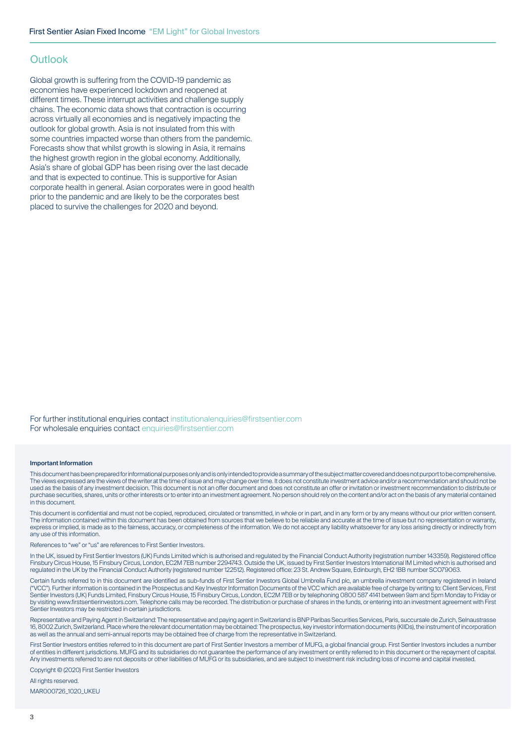## Outlook

Global growth is suffering from the COVID-19 pandemic as economies have experienced lockdown and reopened at different times. These interrupt activities and challenge supply chains. The economic data shows that contraction is occurring across virtually all economies and is negatively impacting the outlook for global growth. Asia is not insulated from this with some countries impacted worse than others from the pandemic. Forecasts show that whilst growth is slowing in Asia, it remains the highest growth region in the global economy. Additionally, Asia's share of global GDP has been rising over the last decade and that is expected to continue. This is supportive for Asian corporate health in general. Asian corporates were in good health prior to the pandemic and are likely to be the corporates best placed to survive the challenges for 2020 and beyond.

For further institutional enquiries contact institutionalenquiries@firstsentier.com
For wholesale enquiries contact enquiries@firstsentier.com

**Important Information**

This document has been prepared for informational purposes only and is only intended to provide a summary of the subject matter covered and does not purport to be comprehensive. The views expressed are the views of the writer at the time of issue and may change over time. It does not constitute investment advice and/or a recommendation and should not be used as the basis of any investment decision. This document is not an offer document and does not constitute an offer or invitation or investment recommendation to distribute or purchase securities, shares, units or other interests or to enter into an investment agreement. No person should rely on the content and/or act on the basis of any material contained in this document.

This document is confidential and must not be copied, reproduced, circulated or transmitted, in whole or in part, and in any form or by any means without our prior written consent. The information contained within this document has been obtained from sources that we believe to be reliable and accurate at the time of issue but no representation or warranty, express or implied, is made as to the fairness, accuracy, or completeness of the information. We do not accept any liability whatsoever for any loss arising directly or indirectly from any use of this information.

References to "we" or "us" are references to First Sentier Investors.

In the UK, issued by First Sentier Investors (UK) Funds Limited which is authorised and regulated by the Financial Conduct Authority (registration number 143359). Registered office Finsbury Circus House, 15 Finsbury Circus, London, EC2M 7EB number 2294743. Outside the UK, issued by First Sentier Investors International IM Limited which is authorised and regulated in the UK by the Financial Conduct Authority (registered number 122512). Registered office: 23 St. Andrew Square, Edinburgh, EH2 1BB number SCO79063.

Certain funds referred to in this document are identified as sub-funds of First Sentier Investors Global Umbrella Fund plc, an umbrella investment company registered in Ireland ("VCC"). Further information is contained in the Prospectus and Key Investor Information Documents of the VCC which are available free of charge by writing to: Client Services, First Sentier Investors (UK) Funds Limited, Finsbury Circus House, 15 Finsbury Circus, London, EC2M 7EB or by telephoning 0800 587 4141 between 9am and 5pm Monday to Friday or by visiting www.firstsentierinvestors.com. Telephone calls may be recorded. The distribution or purchase of shares in the funds, or entering into an investment agreement with First Sentier Investors may be restricted in certain jurisdictions.

Representative and Paying Agent in Switzerland: The representative and paying agent in Switzerland is BNP Paribas Securities Services, Paris, succursale de Zurich, Selnaustrasse 16, 8002 Zurich, Switzerland. Place where the relevant documentation may be obtained: The prospectus, key investor information documents (KIIDs), the instrument of incorporation as well as the annual and semi-annual reports may be obtained free of charge from the representative in Switzerland.

First Sentier Investors entities referred to in this document are part of First Sentier Investors a member of MUFG, a global financial group. First Sentier Investors includes a number of entities in different jurisdictions. MUFG and its subsidiaries do not guarantee the performance of any investment or entity referred to in this document or the repayment of capital. Any investments referred to are not deposits or other liabilities of MUFG or its subsidiaries, and are subject to investment risk including loss of income and capital invested.

Copyright © (2020) First Sentier Investors

All rights reserved.

MAR000726_1020_UKEU